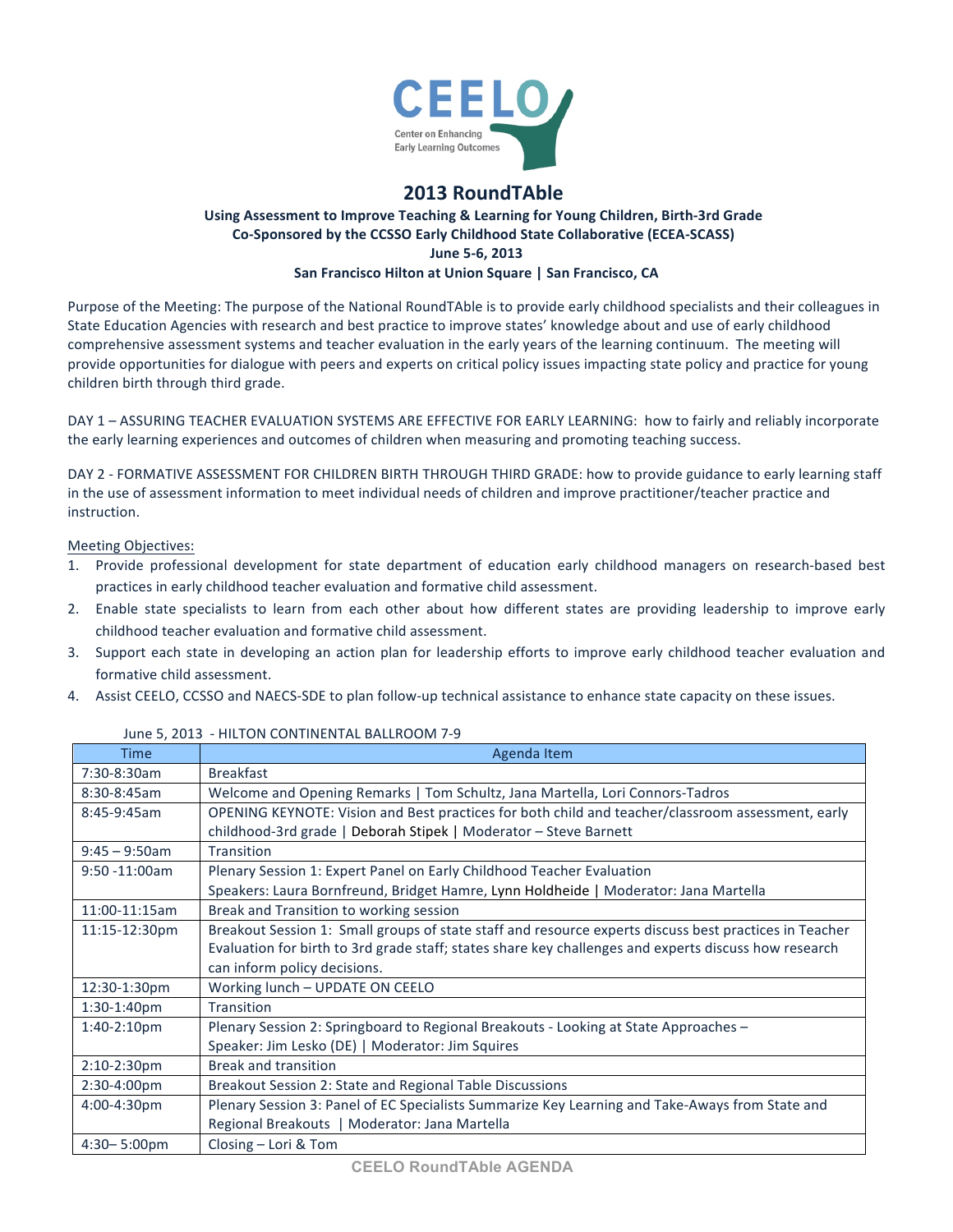CEELO
Center on Enhancing Early Learning Outcomes

# 2013 RoundTAble

**Using Assessment to Improve Teaching & Learning for Young Children, Birth-3rd Grade**
**Co-Sponsored by the CCSSO Early Childhood State Collaborative (ECEA-SCASS)**
**June 5-6, 2013**
**San Francisco Hilton at Union Square | San Francisco, CA**

Purpose of the Meeting: The purpose of the National RoundTAble is to provide early childhood specialists and their colleagues in State Education Agencies with research and best practice to improve states' knowledge about and use of early childhood comprehensive assessment systems and teacher evaluation in the early years of the learning continuum. The meeting will provide opportunities for dialogue with peers and experts on critical policy issues impacting state policy and practice for young children birth through third grade.

DAY 1 – ASSURING TEACHER EVALUATION SYSTEMS ARE EFFECTIVE FOR EARLY LEARNING: how to fairly and reliably incorporate the early learning experiences and outcomes of children when measuring and promoting teaching success.

DAY 2 - FORMATIVE ASSESSMENT FOR CHILDREN BIRTH THROUGH THIRD GRADE: how to provide guidance to early learning staff in the use of assessment information to meet individual needs of children and improve practitioner/teacher practice and instruction.

Meeting Objectives:

1. Provide professional development for state department of education early childhood managers on research-based best practices in early childhood teacher evaluation and formative child assessment.
2. Enable state specialists to learn from each other about how different states are providing leadership to improve early childhood teacher evaluation and formative child assessment.
3. Support each state in developing an action plan for leadership efforts to improve early childhood teacher evaluation and formative child assessment.
4. Assist CEELO, CCSSO and NAECS-SDE to plan follow-up technical assistance to enhance state capacity on these issues.

June 5, 2013 - HILTON CONTINENTAL BALLROOM 7-9

| Time | Agenda Item |
| --- | --- |
| 7:30-8:30am | Breakfast |
| 8:30-8:45am | Welcome and Opening Remarks \| Tom Schultz, Jana Martella, Lori Connors-Tadros |
| 8:45-9:45am | OPENING KEYNOTE: Vision and Best practices for both child and teacher/classroom assessment, early childhood-3rd grade \| Deborah Stipek \| Moderator – Steve Barnett |
| 9:45 – 9:50am | Transition |
| 9:50 -11:00am | Plenary Session 1: Expert Panel on Early Childhood Teacher Evaluation<br>Speakers: Laura Bornfreund, Bridget Hamre, Lynn Holdheide \| Moderator: Jana Martella |
| 11:00-11:15am | Break and Transition to working session |
| 11:15-12:30pm | Breakout Session 1: Small groups of state staff and resource experts discuss best practices in Teacher Evaluation for birth to 3rd grade staff; states share key challenges and experts discuss how research can inform policy decisions. |
| 12:30-1:30pm | Working lunch – UPDATE ON CEELO |
| 1:30-1:40pm | Transition |
| 1:40-2:10pm | Plenary Session 2: Springboard to Regional Breakouts - Looking at State Approaches –<br>Speaker: Jim Lesko (DE) \| Moderator: Jim Squires |
| 2:10-2:30pm | Break and transition |
| 2:30-4:00pm | Breakout Session 2: State and Regional Table Discussions |
| 4:00-4:30pm | Plenary Session 3: Panel of EC Specialists Summarize Key Learning and Take-Aways from State and Regional Breakouts \| Moderator: Jana Martella |
| 4:30– 5:00pm | Closing – Lori & Tom |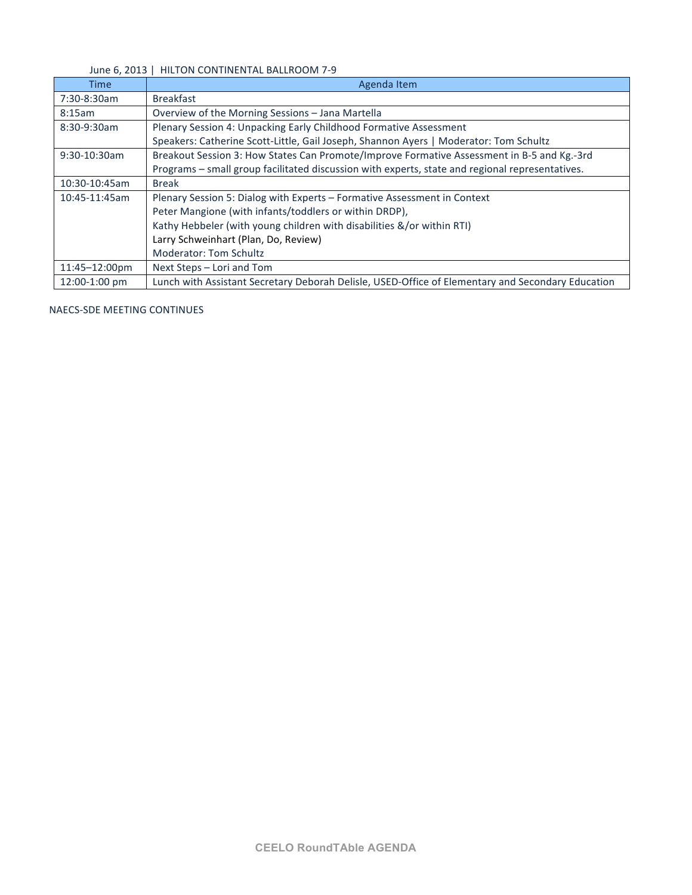June 6, 2013 | HILTON CONTINENTAL BALLROOM 7-9

| Time | Agenda Item |
| --- | --- |
| 7:30-8:30am | Breakfast |
| 8:15am | Overview of the Morning Sessions – Jana Martella |
| 8:30-9:30am | Plenary Session 4: Unpacking Early Childhood Formative Assessment<br>Speakers: Catherine Scott-Little, Gail Joseph, Shannon Ayers \| Moderator: Tom Schultz |
| 9:30-10:30am | Breakout Session 3: How States Can Promote/Improve Formative Assessment in B-5 and Kg.-3rd Programs – small group facilitated discussion with experts, state and regional representatives. |
| 10:30-10:45am | Break |
| 10:45-11:45am | Plenary Session 5: Dialog with Experts – Formative Assessment in Context<br>Peter Mangione (with infants/toddlers or within DRDP),<br>Kathy Hebbeler (with young children with disabilities &/or within RTI)<br>Larry Schweinhart (Plan, Do, Review)<br>Moderator: Tom Schultz |
| 11:45–12:00pm | Next Steps – Lori and Tom |
| 12:00-1:00 pm | Lunch with Assistant Secretary Deborah Delisle, USED-Office of Elementary and Secondary Education |

NAECS-SDE MEETING CONTINUES